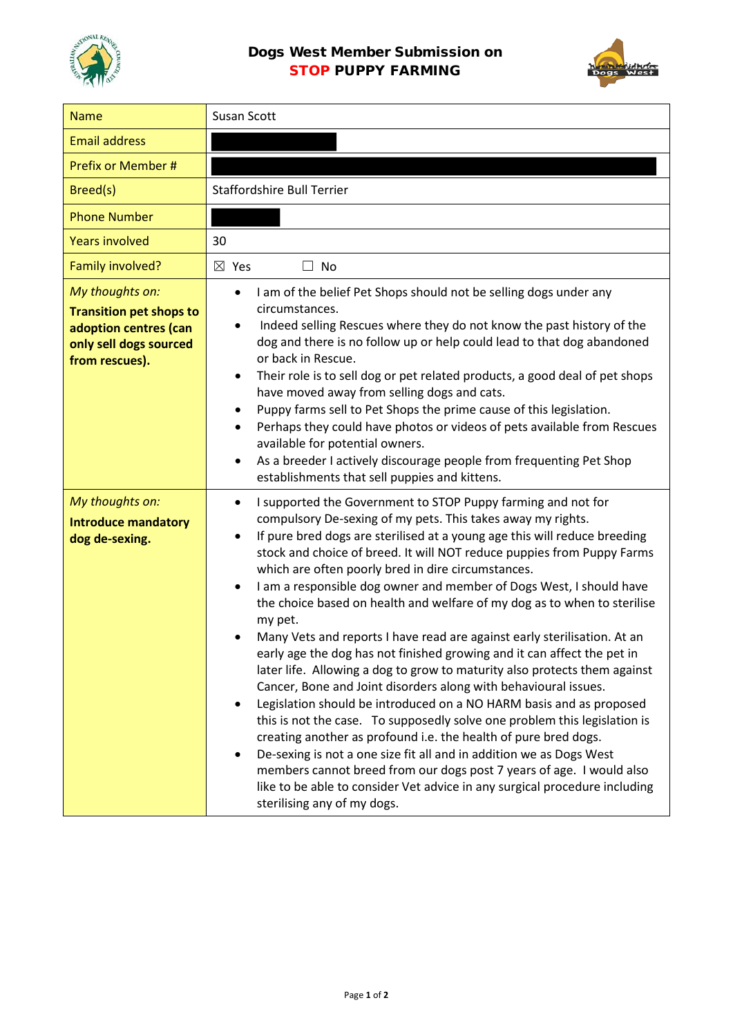# Dogs West Member Submission on STOP PUPPY FARMING

| Name | Susan Scott |
|---|---|
| Email address | |
| Prefix or Member # | |
| Breed(s) | Staffordshire Bull Terrier |
| Phone Number | |
| Years involved | 30 |
| Family involved? | ☒ Yes ☐ No |
| *My thoughts on:* **Transition pet shops to adoption centres (can only sell dogs sourced from rescues).** | • I am of the belief Pet Shops should not be selling dogs under any circumstances.<br>• Indeed selling Rescues where they do not know the past history of the dog and there is no follow up or help could lead to that dog abandoned or back in Rescue.<br>• Their role is to sell dog or pet related products, a good deal of pet shops have moved away from selling dogs and cats.<br>• Puppy farms sell to Pet Shops the prime cause of this legislation.<br>• Perhaps they could have photos or videos of pets available from Rescues available for potential owners.<br>• As a breeder I actively discourage people from frequenting Pet Shop establishments that sell puppies and kittens. |
| *My thoughts on:* **Introduce mandatory dog de-sexing.** | • I supported the Government to STOP Puppy farming and not for compulsory De-sexing of my pets. This takes away my rights.<br>• If pure bred dogs are sterilised at a young age this will reduce breeding stock and choice of breed. It will NOT reduce puppies from Puppy Farms which are often poorly bred in dire circumstances.<br>• I am a responsible dog owner and member of Dogs West, I should have the choice based on health and welfare of my dog as to when to sterilise my pet.<br>• Many Vets and reports I have read are against early sterilisation. At an early age the dog has not finished growing and it can affect the pet in later life. Allowing a dog to grow to maturity also protects them against Cancer, Bone and Joint disorders along with behavioural issues.<br>• Legislation should be introduced on a NO HARM basis and as proposed this is not the case. To supposedly solve one problem this legislation is creating another as profound i.e. the health of pure bred dogs.<br>• De-sexing is not a one size fit all and in addition we as Dogs West members cannot breed from our dogs post 7 years of age. I would also like to be able to consider Vet advice in any surgical procedure including sterilising any of my dogs. |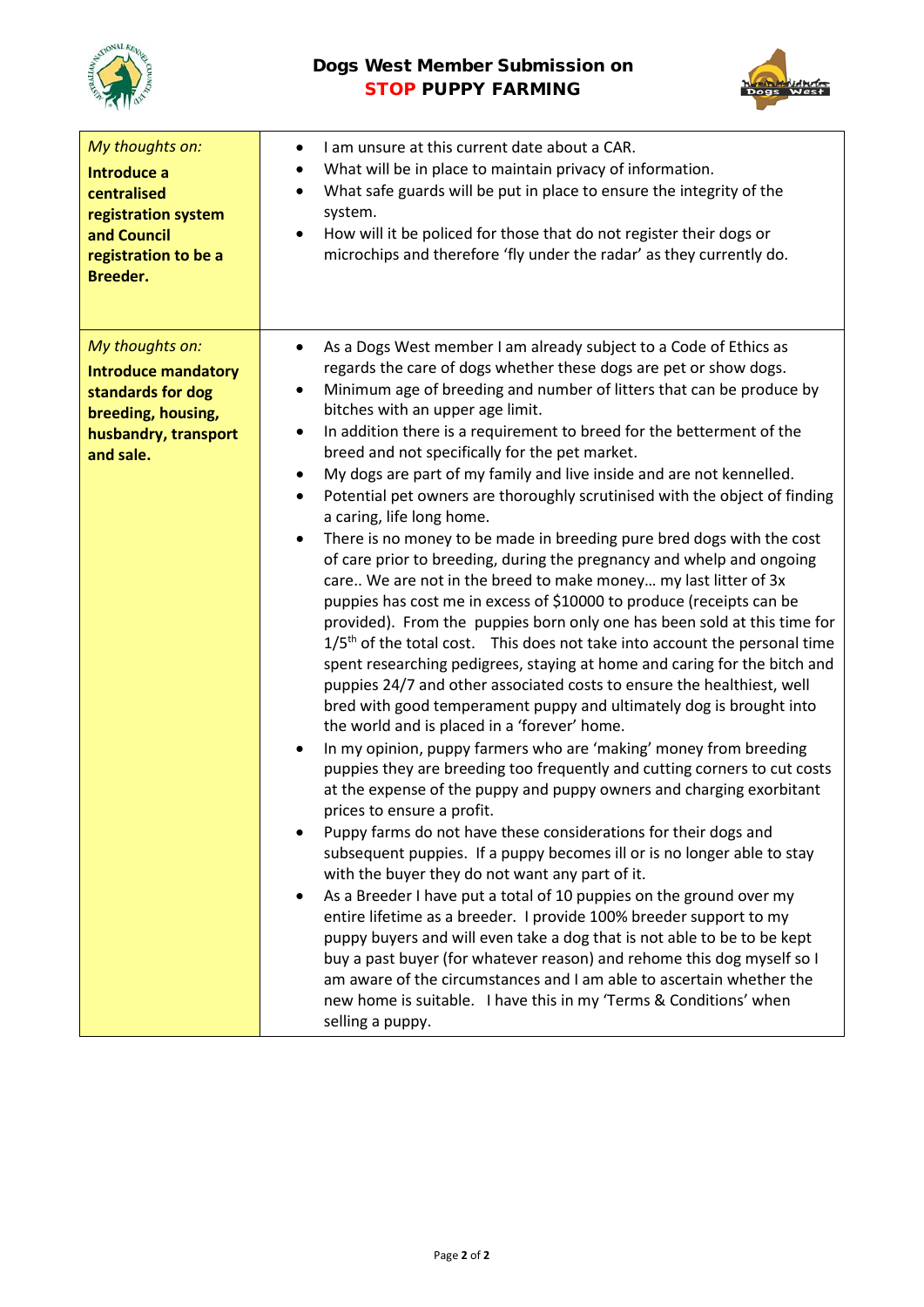# Dogs West Member Submission on STOP PUPPY FARMING

| | |
|---|---|
| *My thoughts on:* **Introduce a centralised registration system and Council registration to be a Breeder.** | • I am unsure at this current date about a CAR. • What will be in place to maintain privacy of information. • What safe guards will be put in place to ensure the integrity of the system. • How will it be policed for those that do not register their dogs or microchips and therefore 'fly under the radar' as they currently do. |
| *My thoughts on:* **Introduce mandatory standards for dog breeding, housing, husbandry, transport and sale.** | • As a Dogs West member I am already subject to a Code of Ethics as regards the care of dogs whether these dogs are pet or show dogs. • Minimum age of breeding and number of litters that can be produce by bitches with an upper age limit. • In addition there is a requirement to breed for the betterment of the breed and not specifically for the pet market. • My dogs are part of my family and live inside and are not kennelled. • Potential pet owners are thoroughly scrutinised with the object of finding a caring, life long home. • There is no money to be made in breeding pure bred dogs with the cost of care prior to breeding, during the pregnancy and whelp and ongoing care.. We are not in the breed to make money… my last litter of 3x puppies has cost me in excess of $10000 to produce (receipts can be provided). From the puppies born only one has been sold at this time for 1/5th of the total cost. This does not take into account the personal time spent researching pedigrees, staying at home and caring for the bitch and puppies 24/7 and other associated costs to ensure the healthiest, well bred with good temperament puppy and ultimately dog is brought into the world and is placed in a 'forever' home. • In my opinion, puppy farmers who are 'making' money from breeding puppies they are breeding too frequently and cutting corners to cut costs at the expense of the puppy and puppy owners and charging exorbitant prices to ensure a profit. • Puppy farms do not have these considerations for their dogs and subsequent puppies. If a puppy becomes ill or is no longer able to stay with the buyer they do not want any part of it. • As a Breeder I have put a total of 10 puppies on the ground over my entire lifetime as a breeder. I provide 100% breeder support to my puppy buyers and will even take a dog that is not able to be to be kept buy a past buyer (for whatever reason) and rehome this dog myself so I am aware of the circumstances and I am able to ascertain whether the new home is suitable. I have this in my 'Terms & Conditions' when selling a puppy. |